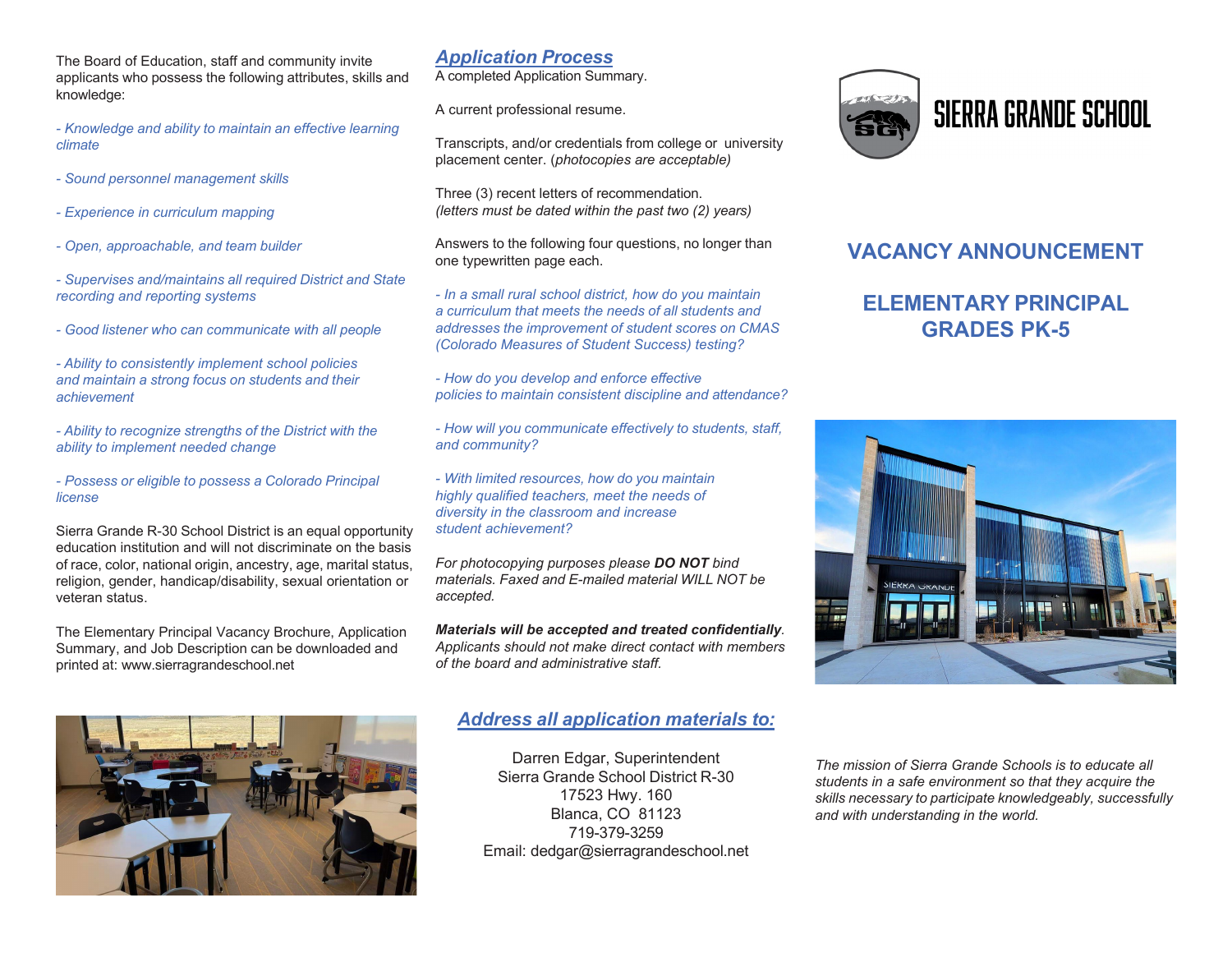# SIERRA GRANDE SCHOOL

## VACANCY ANNOUNCEMENT

## ELEMENTARY PRINCIPAL GRADES PK-5

*The mission of Sierra Grande Schools is to educate all students in a safe environment so that they acquire the skills necessary to participate knowledgeably, successfully and with understanding in the world.*

The Board of Education, staff and community invite applicants who possess the following attributes, skills and knowledge:

*- Knowledge and ability to maintain an effective learning climate*

*- Sound personnel management skills*

*- Experience in curriculum mapping*

*- Open, approachable, and team builder*

*- Supervises and/maintains all required District and State recording and reporting systems*

*- Good listener who can communicate with all people*

*- Ability to consistently implement school policies and maintain a strong focus on students and their achievement*

*- Ability to recognize strengths of the District with the ability to implement needed change*

*- Possess or eligible to possess a Colorado Principal license*

Sierra Grande R-30 School District is an equal opportunity education institution and will not discriminate on the basis of race, color, national origin, ancestry, age, marital status, religion, gender, handicap/disability, sexual orientation or veteran status.

The Elementary Principal Vacancy Brochure, Application Summary, and Job Description can be downloaded and printed at: www.sierragrandeschool.net

## *Application Process*

A completed Application Summary.

A current professional resume.

Transcripts, and/or credentials from college or university placement center. (*photocopies are acceptable)*

Three (3) recent letters of recommendation.
*(letters must be dated within the past two (2) years)*

Answers to the following four questions, no longer than one typewritten page each.

*- In a small rural school district, how do you maintain a curriculum that meets the needs of all students and addresses the improvement of student scores on CMAS (Colorado Measures of Student Success) testing?*

*- How do you develop and enforce effective policies to maintain consistent discipline and attendance?*

*- How will you communicate effectively to students, staff, and community?*

*- With limited resources, how do you maintain highly qualified teachers, meet the needs of diversity in the classroom and increase student achievement?*

*For photocopying purposes please **DO NOT** bind materials. Faxed and E-mailed material WILL NOT be accepted.*

***Materials will be accepted and treated confidentially**. Applicants should not make direct contact with members of the board and administrative staff.*

## *Address all application materials to:*

Darren Edgar, Superintendent
Sierra Grande School District R-30
17523 Hwy. 160
Blanca, CO 81123
719-379-3259
Email: dedgar@sierragrandeschool.net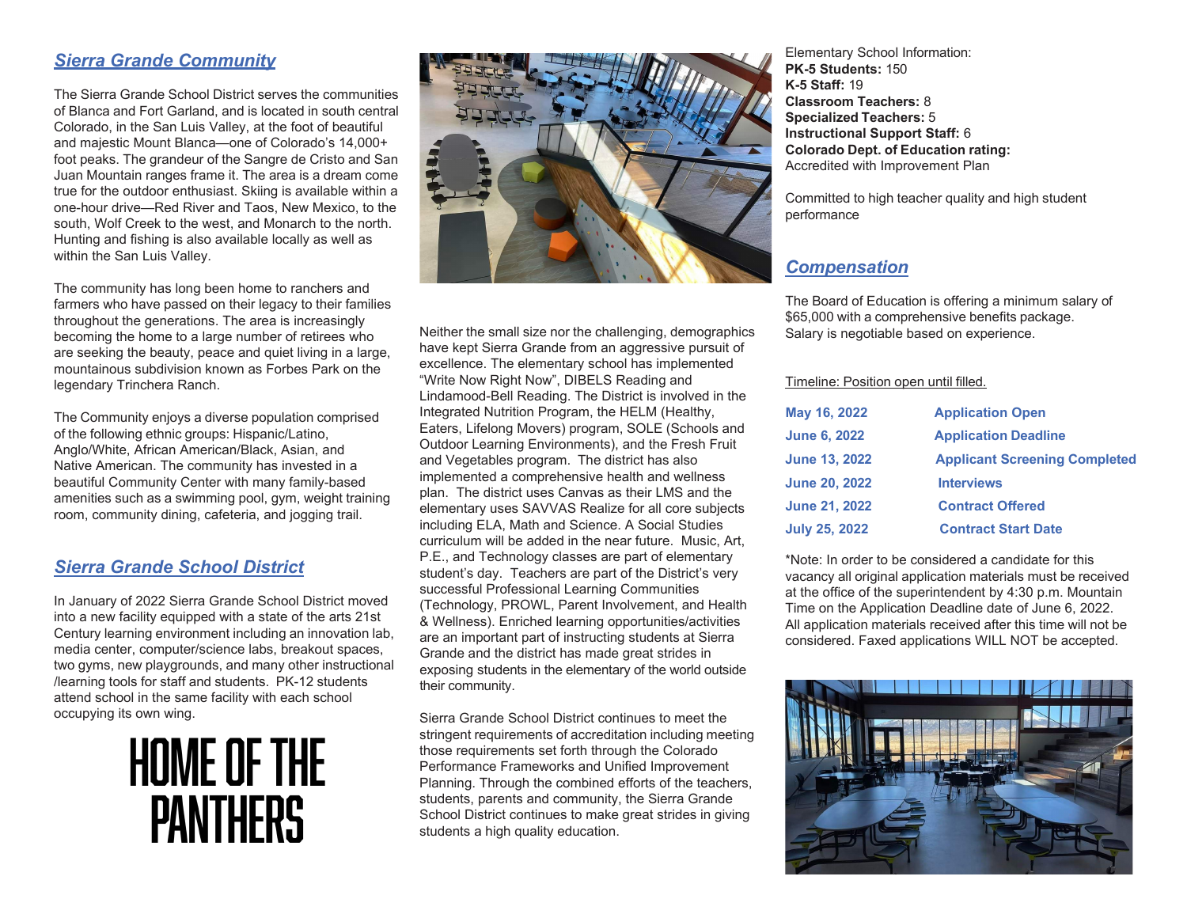## *Sierra Grande Community*

The Sierra Grande School District serves the communities of Blanca and Fort Garland, and is located in south central Colorado, in the San Luis Valley, at the foot of beautiful and majestic Mount Blanca—one of Colorado's 14,000+ foot peaks. The grandeur of the Sangre de Cristo and San Juan Mountain ranges frame it. The area is a dream come true for the outdoor enthusiast. Skiing is available within a one-hour drive—Red River and Taos, New Mexico, to the south, Wolf Creek to the west, and Monarch to the north. Hunting and fishing is also available locally as well as within the San Luis Valley.

The community has long been home to ranchers and farmers who have passed on their legacy to their families throughout the generations. The area is increasingly becoming the home to a large number of retirees who are seeking the beauty, peace and quiet living in a large, mountainous subdivision known as Forbes Park on the legendary Trinchera Ranch.

The Community enjoys a diverse population comprised of the following ethnic groups: Hispanic/Latino, Anglo/White, African American/Black, Asian, and Native American. The community has invested in a beautiful Community Center with many family-based amenities such as a swimming pool, gym, weight training room, community dining, cafeteria, and jogging trail.

## *Sierra Grande School District*

In January of 2022 Sierra Grande School District moved into a new facility equipped with a state of the arts 21st Century learning environment including an innovation lab, media center, computer/science labs, breakout spaces, two gyms, new playgrounds, and many other instructional /learning tools for staff and students. PK-12 students attend school in the same facility with each school occupying its own wing.

HOME OF THE PANTHERS

Neither the small size nor the challenging, demographics have kept Sierra Grande from an aggressive pursuit of excellence. The elementary school has implemented "Write Now Right Now", DIBELS Reading and Lindamood-Bell Reading. The District is involved in the Integrated Nutrition Program, the HELM (Healthy, Eaters, Lifelong Movers) program, SOLE (Schools and Outdoor Learning Environments), and the Fresh Fruit and Vegetables program. The district has also implemented a comprehensive health and wellness plan. The district uses Canvas as their LMS and the elementary uses SAVVAS Realize for all core subjects including ELA, Math and Science. A Social Studies curriculum will be added in the near future. Music, Art, P.E., and Technology classes are part of elementary student's day. Teachers are part of the District's very successful Professional Learning Communities (Technology, PROWL, Parent Involvement, and Health & Wellness). Enriched learning opportunities/activities are an important part of instructing students at Sierra Grande and the district has made great strides in exposing students in the elementary of the world outside their community.

Sierra Grande School District continues to meet the stringent requirements of accreditation including meeting those requirements set forth through the Colorado Performance Frameworks and Unified Improvement Planning. Through the combined efforts of the teachers, students, parents and community, the Sierra Grande School District continues to make great strides in giving students a high quality education.

Elementary School Information:
**PK-5 Students:** 150
**K-5 Staff:** 19
**Classroom Teachers:** 8
**Specialized Teachers:** 5
**Instructional Support Staff:** 6
**Colorado Dept. of Education rating:**
Accredited with Improvement Plan

Committed to high teacher quality and high student performance

## *Compensation*

The Board of Education is offering a minimum salary of $65,000 with a comprehensive benefits package. Salary is negotiable based on experience.

Timeline: Position open until filled.

| | |
|---|---|
| **May 16, 2022** | **Application Open** |
| **June 6, 2022** | **Application Deadline** |
| **June 13, 2022** | **Applicant Screening Completed** |
| **June 20, 2022** | **Interviews** |
| **June 21, 2022** | **Contract Offered** |
| **July 25, 2022** | **Contract Start Date** |

*Note: In order to be considered a candidate for this vacancy all original application materials must be received at the office of the superintendent by 4:30 p.m. Mountain Time on the Application Deadline date of June 6, 2022. All application materials received after this time will not be considered. Faxed applications WILL NOT be accepted.